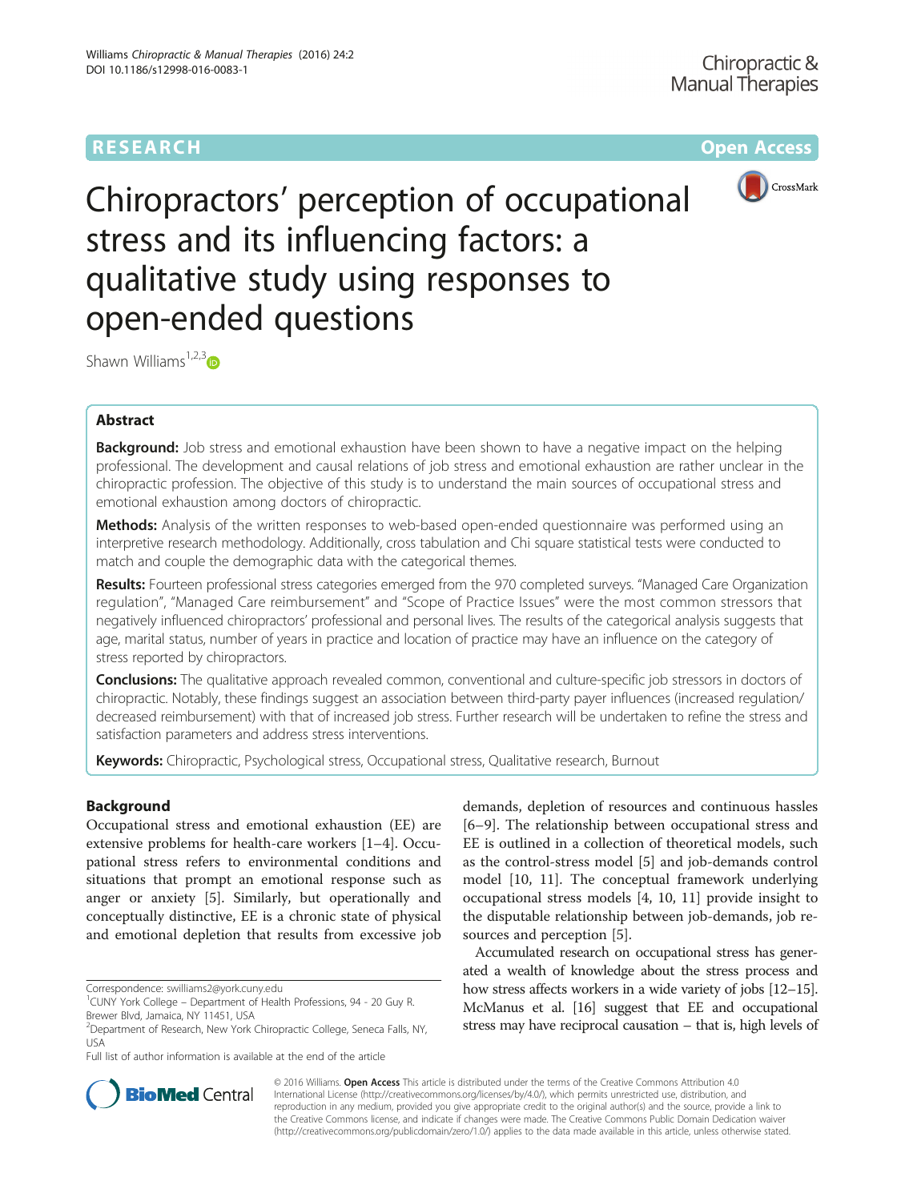# Chiropractors' perception of occupational stress and its influencing factors: a qualitative study using responses to open-ended questions

Shawn Williams[1,2,3]

## Abstract

**Background:** Job stress and emotional exhaustion have been shown to have a negative impact on the helping professional. The development and causal relations of job stress and emotional exhaustion are rather unclear in the chiropractic profession. The objective of this study is to understand the main sources of occupational stress and emotional exhaustion among doctors of chiropractic.

**Methods:** Analysis of the written responses to web-based open-ended questionnaire was performed using an interpretive research methodology. Additionally, cross tabulation and Chi square statistical tests were conducted to match and couple the demographic data with the categorical themes.

**Results:** Fourteen professional stress categories emerged from the 970 completed surveys. "Managed Care Organization regulation", "Managed Care reimbursement" and "Scope of Practice Issues" were the most common stressors that negatively influenced chiropractors' professional and personal lives. The results of the categorical analysis suggests that age, marital status, number of years in practice and location of practice may have an influence on the category of stress reported by chiropractors.

**Conclusions:** The qualitative approach revealed common, conventional and culture-specific job stressors in doctors of chiropractic. Notably, these findings suggest an association between third-party payer influences (increased regulation/ decreased reimbursement) with that of increased job stress. Further research will be undertaken to refine the stress and satisfaction parameters and address stress interventions.

**Keywords:** Chiropractic, Psychological stress, Occupational stress, Qualitative research, Burnout

## Background

Occupational stress and emotional exhaustion (EE) are extensive problems for health-care workers [1–4]. Occupational stress refers to environmental conditions and situations that prompt an emotional response such as anger or anxiety [5]. Similarly, but operationally and conceptually distinctive, EE is a chronic state of physical and emotional depletion that results from excessive job demands, depletion of resources and continuous hassles [6–9]. The relationship between occupational stress and EE is outlined in a collection of theoretical models, such as the control-stress model [5] and job-demands control model [10, 11]. The conceptual framework underlying occupational stress models [4, 10, 11] provide insight to the disputable relationship between job-demands, job resources and perception [5].

Accumulated research on occupational stress has generated a wealth of knowledge about the stress process and how stress affects workers in a wide variety of jobs [12–15]. McManus et al. [16] suggest that EE and occupational stress may have reciprocal causation – that is, high levels of

Correspondence: swilliams2@york.cuny.edu

[1]CUNY York College – Department of Health Professions, 94 - 20 Guy R. Brewer Blvd, Jamaica, NY 11451, USA

[2]Department of Research, New York Chiropractic College, Seneca Falls, NY, USA

Full list of author information is available at the end of the article

© 2016 Williams. **Open Access** This article is distributed under the terms of the Creative Commons Attribution 4.0 International License (http://creativecommons.org/licenses/by/4.0/), which permits unrestricted use, distribution, and reproduction in any medium, provided you give appropriate credit to the original author(s) and the source, provide a link to the Creative Commons license, and indicate if changes were made. The Creative Commons Public Domain Dedication waiver (http://creativecommons.org/publicdomain/zero/1.0/) applies to the data made available in this article, unless otherwise stated.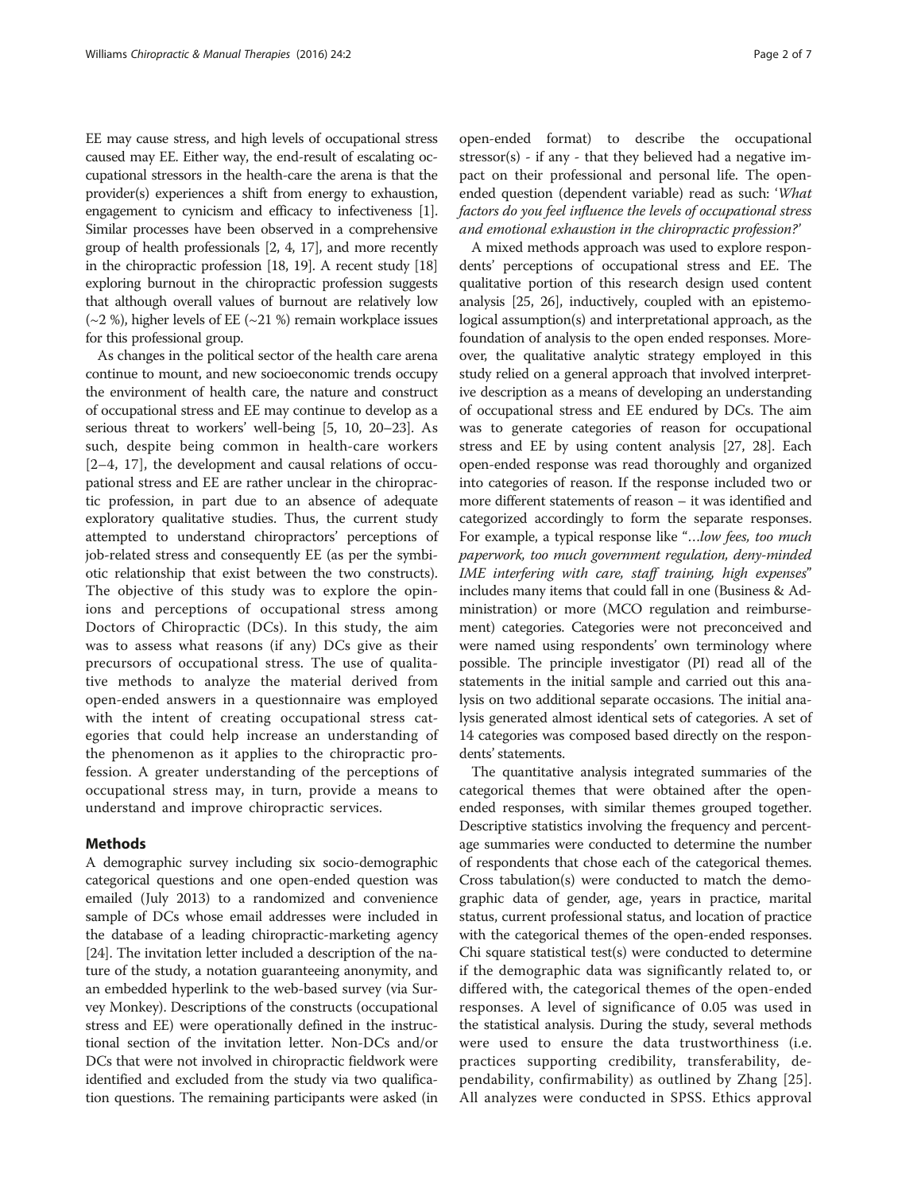EE may cause stress, and high levels of occupational stress caused may EE. Either way, the end-result of escalating occupational stressors in the health-care the arena is that the provider(s) experiences a shift from energy to exhaustion, engagement to cynicism and efficacy to infectiveness [1]. Similar processes have been observed in a comprehensive group of health professionals [2, 4, 17], and more recently in the chiropractic profession [18, 19]. A recent study [18] exploring burnout in the chiropractic profession suggests that although overall values of burnout are relatively low (~2 %), higher levels of EE (~21 %) remain workplace issues for this professional group.

As changes in the political sector of the health care arena continue to mount, and new socioeconomic trends occupy the environment of health care, the nature and construct of occupational stress and EE may continue to develop as a serious threat to workers' well-being [5, 10, 20–23]. As such, despite being common in health-care workers [2–4, 17], the development and causal relations of occupational stress and EE are rather unclear in the chiropractic profession, in part due to an absence of adequate exploratory qualitative studies. Thus, the current study attempted to understand chiropractors' perceptions of job-related stress and consequently EE (as per the symbiotic relationship that exist between the two constructs). The objective of this study was to explore the opinions and perceptions of occupational stress among Doctors of Chiropractic (DCs). In this study, the aim was to assess what reasons (if any) DCs give as their precursors of occupational stress. The use of qualitative methods to analyze the material derived from open-ended answers in a questionnaire was employed with the intent of creating occupational stress categories that could help increase an understanding of the phenomenon as it applies to the chiropractic profession. A greater understanding of the perceptions of occupational stress may, in turn, provide a means to understand and improve chiropractic services.

## Methods

A demographic survey including six socio-demographic categorical questions and one open-ended question was emailed (July 2013) to a randomized and convenience sample of DCs whose email addresses were included in the database of a leading chiropractic-marketing agency [24]. The invitation letter included a description of the nature of the study, a notation guaranteeing anonymity, and an embedded hyperlink to the web-based survey (via Survey Monkey). Descriptions of the constructs (occupational stress and EE) were operationally defined in the instructional section of the invitation letter. Non-DCs and/or DCs that were not involved in chiropractic fieldwork were identified and excluded from the study via two qualification questions. The remaining participants were asked (in open-ended format) to describe the occupational stressor(s) - if any - that they believed had a negative impact on their professional and personal life. The open-ended question (dependent variable) read as such: '*What factors do you feel influence the levels of occupational stress and emotional exhaustion in the chiropractic profession?*'

A mixed methods approach was used to explore respondents' perceptions of occupational stress and EE. The qualitative portion of this research design used content analysis [25, 26], inductively, coupled with an epistemological assumption(s) and interpretational approach, as the foundation of analysis to the open ended responses. Moreover, the qualitative analytic strategy employed in this study relied on a general approach that involved interpretive description as a means of developing an understanding of occupational stress and EE endured by DCs. The aim was to generate categories of reason for occupational stress and EE by using content analysis [27, 28]. Each open-ended response was read thoroughly and organized into categories of reason. If the response included two or more different statements of reason – it was identified and categorized accordingly to form the separate responses. For example, a typical response like "*…low fees, too much paperwork, too much government regulation, deny-minded IME interfering with care, staff training, high expenses*" includes many items that could fall in one (Business & Administration) or more (MCO regulation and reimbursement) categories. Categories were not preconceived and were named using respondents' own terminology where possible. The principle investigator (PI) read all of the statements in the initial sample and carried out this analysis on two additional separate occasions. The initial analysis generated almost identical sets of categories. A set of 14 categories was composed based directly on the respondents' statements.

The quantitative analysis integrated summaries of the categorical themes that were obtained after the open-ended responses, with similar themes grouped together. Descriptive statistics involving the frequency and percentage summaries were conducted to determine the number of respondents that chose each of the categorical themes. Cross tabulation(s) were conducted to match the demographic data of gender, age, years in practice, marital status, current professional status, and location of practice with the categorical themes of the open-ended responses. Chi square statistical test(s) were conducted to determine if the demographic data was significantly related to, or differed with, the categorical themes of the open-ended responses. A level of significance of 0.05 was used in the statistical analysis. During the study, several methods were used to ensure the data trustworthiness (i.e. practices supporting credibility, transferability, dependability, confirmability) as outlined by Zhang [25]. All analyzes were conducted in SPSS. Ethics approval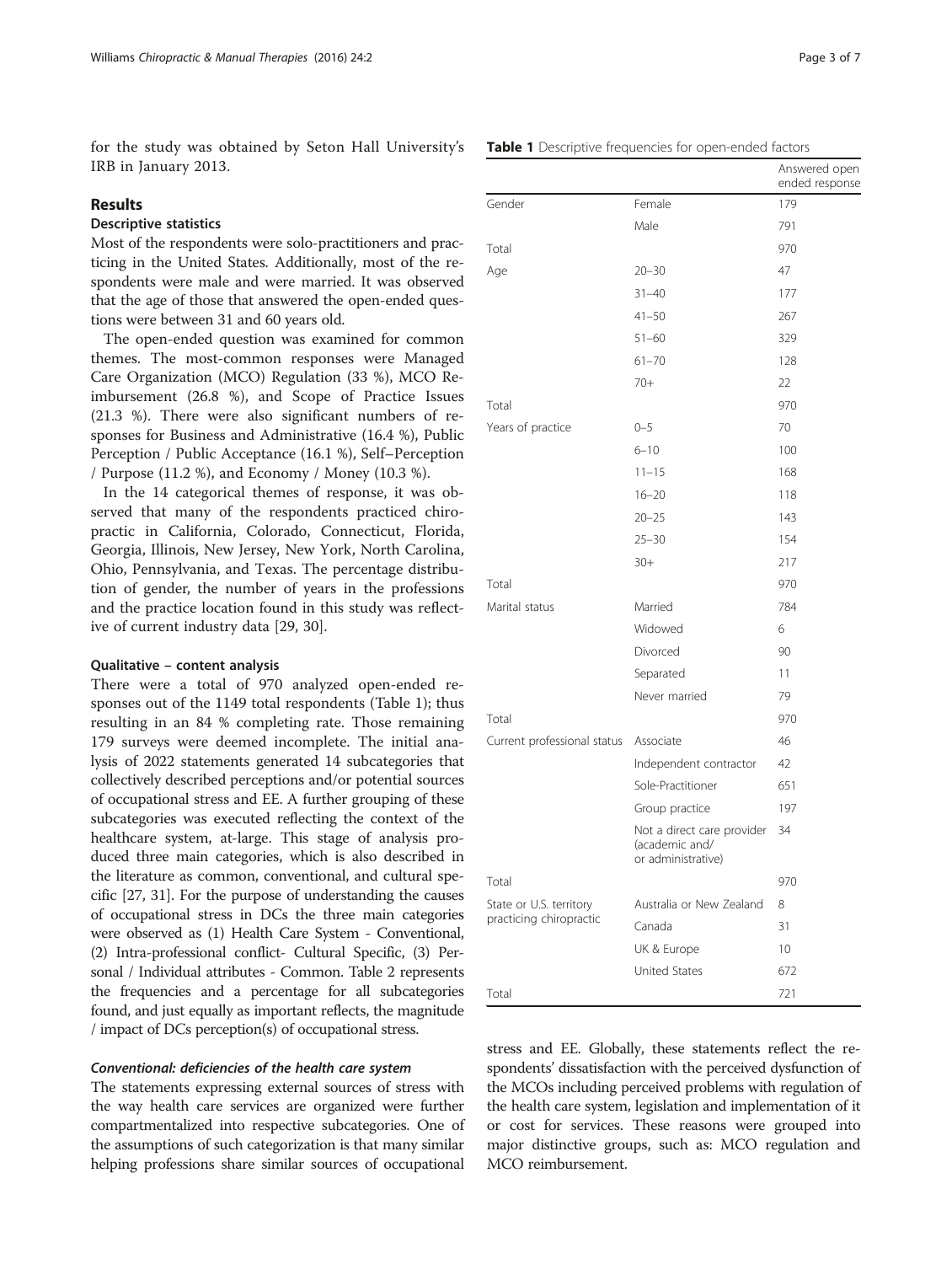for the study was obtained by Seton Hall University's IRB in January 2013.

## Results

### Descriptive statistics

Most of the respondents were solo-practitioners and practicing in the United States. Additionally, most of the respondents were male and were married. It was observed that the age of those that answered the open-ended questions were between 31 and 60 years old.

The open-ended question was examined for common themes. The most-common responses were Managed Care Organization (MCO) Regulation (33 %), MCO Reimbursement (26.8 %), and Scope of Practice Issues (21.3 %). There were also significant numbers of responses for Business and Administrative (16.4 %), Public Perception / Public Acceptance (16.1 %), Self–Perception / Purpose (11.2 %), and Economy / Money (10.3 %).

In the 14 categorical themes of response, it was observed that many of the respondents practiced chiropractic in California, Colorado, Connecticut, Florida, Georgia, Illinois, New Jersey, New York, North Carolina, Ohio, Pennsylvania, and Texas. The percentage distribution of gender, the number of years in the professions and the practice location found in this study was reflective of current industry data [29, 30].

### Qualitative – content analysis

There were a total of 970 analyzed open-ended responses out of the 1149 total respondents (Table 1); thus resulting in an 84 % completing rate. Those remaining 179 surveys were deemed incomplete. The initial analysis of 2022 statements generated 14 subcategories that collectively described perceptions and/or potential sources of occupational stress and EE. A further grouping of these subcategories was executed reflecting the context of the healthcare system, at-large. This stage of analysis produced three main categories, which is also described in the literature as common, conventional, and cultural specific [27, 31]. For the purpose of understanding the causes of occupational stress in DCs the three main categories were observed as (1) Health Care System - Conventional, (2) Intra-professional conflict- Cultural Specific, (3) Personal / Individual attributes - Common. Table 2 represents the frequencies and a percentage for all subcategories found, and just equally as important reflects, the magnitude / impact of DCs perception(s) of occupational stress.

**Table 1** Descriptive frequencies for open-ended factors

| | | Answered open ended response |
|---|---|---|
| Gender | Female | 179 |
| | Male | 791 |
| Total | | 970 |
| Age | 20–30 | 47 |
| | 31–40 | 177 |
| | 41–50 | 267 |
| | 51–60 | 329 |
| | 61–70 | 128 |
| | 70+ | 22 |
| Total | | 970 |
| Years of practice | 0–5 | 70 |
| | 6–10 | 100 |
| | 11–15 | 168 |
| | 16–20 | 118 |
| | 20–25 | 143 |
| | 25–30 | 154 |
| | 30+ | 217 |
| Total | | 970 |
| Marital status | Married | 784 |
| | Widowed | 6 |
| | Divorced | 90 |
| | Separated | 11 |
| | Never married | 79 |
| Total | | 970 |
| Current professional status | Associate | 46 |
| | Independent contractor | 42 |
| | Sole-Practitioner | 651 |
| | Group practice | 197 |
| | Not a direct care provider (academic and/ or administrative) | 34 |
| Total | | 970 |
| State or U.S. territory practicing chiropractic | Australia or New Zealand | 8 |
| | Canada | 31 |
| | UK & Europe | 10 |
| | United States | 672 |
| Total | | 721 |

#### *Conventional: deficiencies of the health care system*

The statements expressing external sources of stress with the way health care services are organized were further compartmentalized into respective subcategories. One of the assumptions of such categorization is that many similar helping professions share similar sources of occupational stress and EE. Globally, these statements reflect the respondents' dissatisfaction with the perceived dysfunction of the MCOs including perceived problems with regulation of the health care system, legislation and implementation of it or cost for services. These reasons were grouped into major distinctive groups, such as: MCO regulation and MCO reimbursement.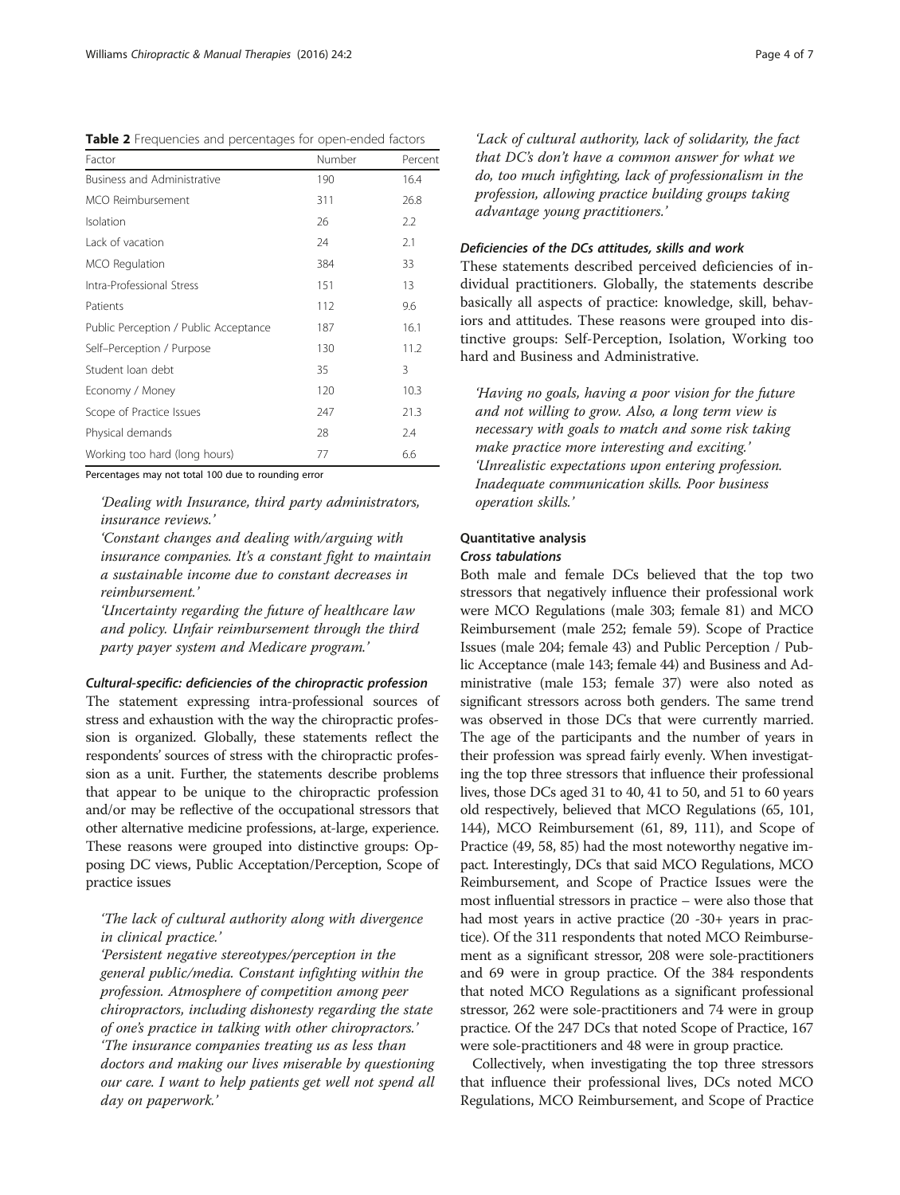**Table 2** Frequencies and percentages for open-ended factors

| Factor | Number | Percent |
|---|---|---|
| Business and Administrative | 190 | 16.4 |
| MCO Reimbursement | 311 | 26.8 |
| Isolation | 26 | 2.2 |
| Lack of vacation | 24 | 2.1 |
| MCO Regulation | 384 | 33 |
| Intra-Professional Stress | 151 | 13 |
| Patients | 112 | 9.6 |
| Public Perception / Public Acceptance | 187 | 16.1 |
| Self–Perception / Purpose | 130 | 11.2 |
| Student loan debt | 35 | 3 |
| Economy / Money | 120 | 10.3 |
| Scope of Practice Issues | 247 | 21.3 |
| Physical demands | 28 | 2.4 |
| Working too hard (long hours) | 77 | 6.6 |

Percentages may not total 100 due to rounding error

> 'Dealing with Insurance, third party administrators, insurance reviews.'
> 'Constant changes and dealing with/arguing with insurance companies. It's a constant fight to maintain a sustainable income due to constant decreases in reimbursement.'
> 'Uncertainty regarding the future of healthcare law and policy. Unfair reimbursement through the third party payer system and Medicare program.'

#### *Cultural-specific: deficiencies of the chiropractic profession*

The statement expressing intra-professional sources of stress and exhaustion with the way the chiropractic profession is organized. Globally, these statements reflect the respondents' sources of stress with the chiropractic profession as a unit. Further, the statements describe problems that appear to be unique to the chiropractic profession and/or may be reflective of the occupational stressors that other alternative medicine professions, at-large, experience. These reasons were grouped into distinctive groups: Opposing DC views, Public Acceptation/Perception, Scope of practice issues

> 'The lack of cultural authority along with divergence in clinical practice.'
> 'Persistent negative stereotypes/perception in the general public/media. Constant infighting within the profession. Atmosphere of competition among peer chiropractors, including dishonesty regarding the state of one's practice in talking with other chiropractors.'
> 'The insurance companies treating us as less than doctors and making our lives miserable by questioning our care. I want to help patients get well not spend all day on paperwork.'
> 'Lack of cultural authority, lack of solidarity, the fact that DC's don't have a common answer for what we do, too much infighting, lack of professionalism in the profession, allowing practice building groups taking advantage young practitioners.'

#### *Deficiencies of the DCs attitudes, skills and work*

These statements described perceived deficiencies of individual practitioners. Globally, the statements describe basically all aspects of practice: knowledge, skill, behaviors and attitudes. These reasons were grouped into distinctive groups: Self-Perception, Isolation, Working too hard and Business and Administrative.

> 'Having no goals, having a poor vision for the future and not willing to grow. Also, a long term view is necessary with goals to match and some risk taking make practice more interesting and exciting.'
> 'Unrealistic expectations upon entering profession. Inadequate communication skills. Poor business operation skills.'

### Quantitative analysis

#### *Cross tabulations*

Both male and female DCs believed that the top two stressors that negatively influence their professional work were MCO Regulations (male 303; female 81) and MCO Reimbursement (male 252; female 59). Scope of Practice Issues (male 204; female 43) and Public Perception / Public Acceptance (male 143; female 44) and Business and Administrative (male 153; female 37) were also noted as significant stressors across both genders. The same trend was observed in those DCs that were currently married. The age of the participants and the number of years in their profession was spread fairly evenly. When investigating the top three stressors that influence their professional lives, those DCs aged 31 to 40, 41 to 50, and 51 to 60 years old respectively, believed that MCO Regulations (65, 101, 144), MCO Reimbursement (61, 89, 111), and Scope of Practice (49, 58, 85) had the most noteworthy negative impact. Interestingly, DCs that said MCO Regulations, MCO Reimbursement, and Scope of Practice Issues were the most influential stressors in practice – were also those that had most years in active practice (20 -30+ years in practice). Of the 311 respondents that noted MCO Reimbursement as a significant stressor, 208 were sole-practitioners and 69 were in group practice. Of the 384 respondents that noted MCO Regulations as a significant professional stressor, 262 were sole-practitioners and 74 were in group practice. Of the 247 DCs that noted Scope of Practice, 167 were sole-practitioners and 48 were in group practice.

Collectively, when investigating the top three stressors that influence their professional lives, DCs noted MCO Regulations, MCO Reimbursement, and Scope of Practice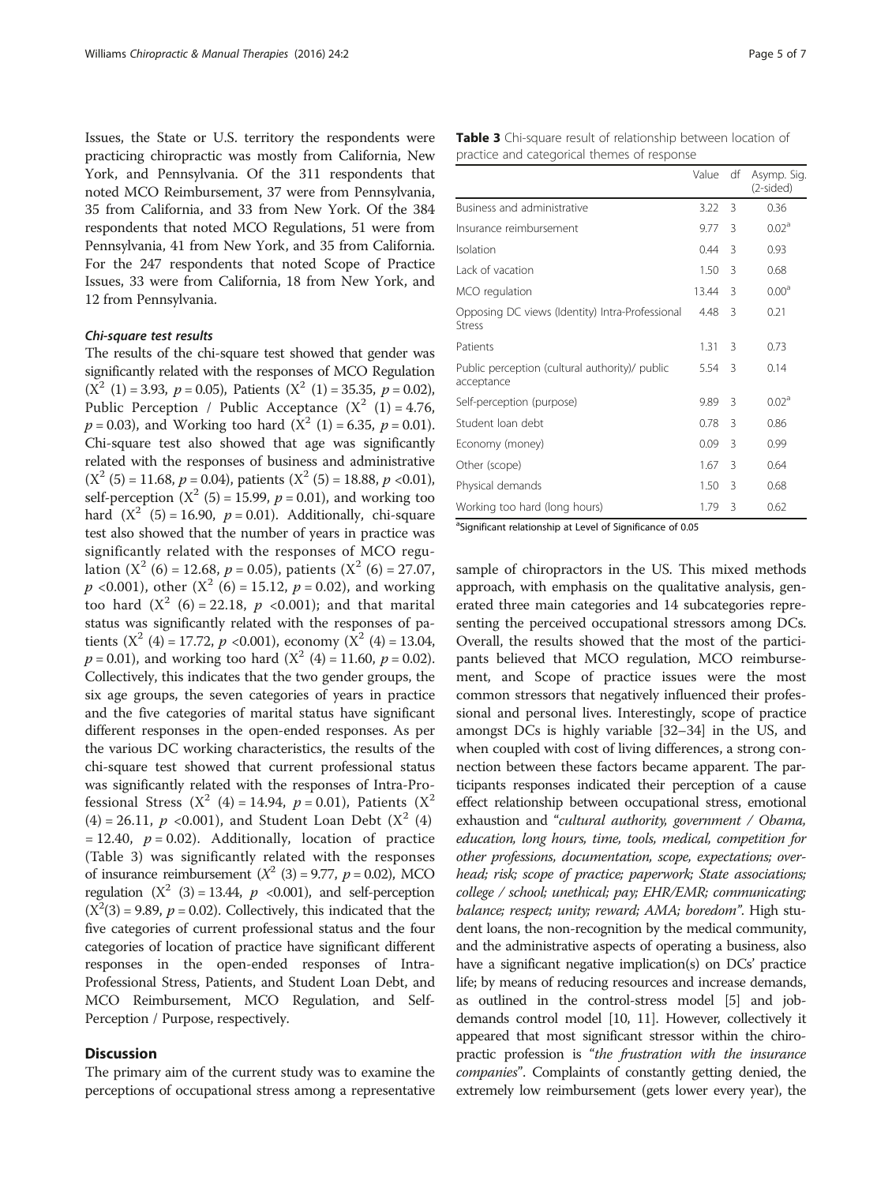Issues, the State or U.S. territory the respondents were practicing chiropractic was mostly from California, New York, and Pennsylvania. Of the 311 respondents that noted MCO Reimbursement, 37 were from Pennsylvania, 35 from California, and 33 from New York. Of the 384 respondents that noted MCO Regulations, 51 were from Pennsylvania, 41 from New York, and 35 from California. For the 247 respondents that noted Scope of Practice Issues, 33 were from California, 18 from New York, and 12 from Pennsylvania.

#### Chi-square test results

The results of the chi-square test showed that gender was significantly related with the responses of MCO Regulation ($X^2$ (1) = 3.93, $p = 0.05$), Patients ($X^2$ (1) = 35.35, $p = 0.02$), Public Perception / Public Acceptance ($X^2$ (1) = 4.76, $p = 0.03$), and Working too hard ($X^2$ (1) = 6.35, $p = 0.01$). Chi-square test also showed that age was significantly related with the responses of business and administrative ($X^2$ (5) = 11.68, $p = 0.04$), patients ($X^2$ (5) = 18.88, $p < 0.01$), self-perception ($X^2$ (5) = 15.99, $p = 0.01$), and working too hard ($X^2$ (5) = 16.90, $p = 0.01$). Additionally, chi-square test also showed that the number of years in practice was significantly related with the responses of MCO regulation ($X^2$ (6) = 12.68, $p = 0.05$), patients ($X^2$ (6) = 27.07, $p < 0.001$), other ($X^2$ (6) = 15.12, $p = 0.02$), and working too hard ($X^2$ (6) = 22.18, $p < 0.001$); and that marital status was significantly related with the responses of patients ($X^2$ (4) = 17.72, $p < 0.001$), economy ($X^2$ (4) = 13.04, $p = 0.01$), and working too hard ($X^2$ (4) = 11.60, $p = 0.02$). Collectively, this indicates that the two gender groups, the six age groups, the seven categories of years in practice and the five categories of marital status have significant different responses in the open-ended responses. As per the various DC working characteristics, the results of the chi-square test showed that current professional status was significantly related with the responses of Intra-Professional Stress ($X^2$ (4) = 14.94, $p = 0.01$), Patients ($X^2$ (4) = 26.11, $p < 0.001$), and Student Loan Debt ($X^2$ (4) = 12.40, $p = 0.02$). Additionally, location of practice (Table 3) was significantly related with the responses of insurance reimbursement ($X^2$ (3) = 9.77, $p = 0.02$), MCO regulation ($X^2$ (3) = 13.44, $p < 0.001$), and self-perception ($X^2$(3) = 9.89, $p = 0.02$). Collectively, this indicated that the five categories of current professional status and the four categories of location of practice have significant different responses in the open-ended responses of Intra-Professional Stress, Patients, and Student Loan Debt, and MCO Reimbursement, MCO Regulation, and Self-Perception / Purpose, respectively.

**Table 3** Chi-square result of relationship between location of practice and categorical themes of response

| | Value | df | Asymp. Sig. (2-sided) |
|---|---|---|---|
| Business and administrative | 3.22 | 3 | 0.36 |
| Insurance reimbursement | 9.77 | 3 | 0.02[a] |
| Isolation | 0.44 | 3 | 0.93 |
| Lack of vacation | 1.50 | 3 | 0.68 |
| MCO regulation | 13.44 | 3 | 0.00[a] |
| Opposing DC views (Identity) Intra-Professional Stress | 4.48 | 3 | 0.21 |
| Patients | 1.31 | 3 | 0.73 |
| Public perception (cultural authority)/ public acceptance | 5.54 | 3 | 0.14 |
| Self-perception (purpose) | 9.89 | 3 | 0.02[a] |
| Student loan debt | 0.78 | 3 | 0.86 |
| Economy (money) | 0.09 | 3 | 0.99 |
| Other (scope) | 1.67 | 3 | 0.64 |
| Physical demands | 1.50 | 3 | 0.68 |
| Working too hard (long hours) | 1.79 | 3 | 0.62 |

[a]Significant relationship at Level of Significance of 0.05

## Discussion

The primary aim of the current study was to examine the perceptions of occupational stress among a representative sample of chiropractors in the US. This mixed methods approach, with emphasis on the qualitative analysis, generated three main categories and 14 subcategories representing the perceived occupational stressors among DCs. Overall, the results showed that the most of the participants believed that MCO regulation, MCO reimbursement, and Scope of practice issues were the most common stressors that negatively influenced their professional and personal lives. Interestingly, scope of practice amongst DCs is highly variable [32–34] in the US, and when coupled with cost of living differences, a strong connection between these factors became apparent. The participants responses indicated their perception of a cause effect relationship between occupational stress, emotional exhaustion and "*cultural authority, government / Obama, education, long hours, time, tools, medical, competition for other professions, documentation, scope, expectations; overhead; risk; scope of practice; paperwork; State associations; college / school; unethical; pay; EHR/EMR; communicating; balance; respect; unity; reward; AMA; boredom*". High student loans, the non-recognition by the medical community, and the administrative aspects of operating a business, also have a significant negative implication(s) on DCs' practice life; by means of reducing resources and increase demands, as outlined in the control-stress model [5] and job-demands control model [10, 11]. However, collectively it appeared that most significant stressor within the chiropractic profession is "*the frustration with the insurance companies*". Complaints of constantly getting denied, the extremely low reimbursement (gets lower every year), the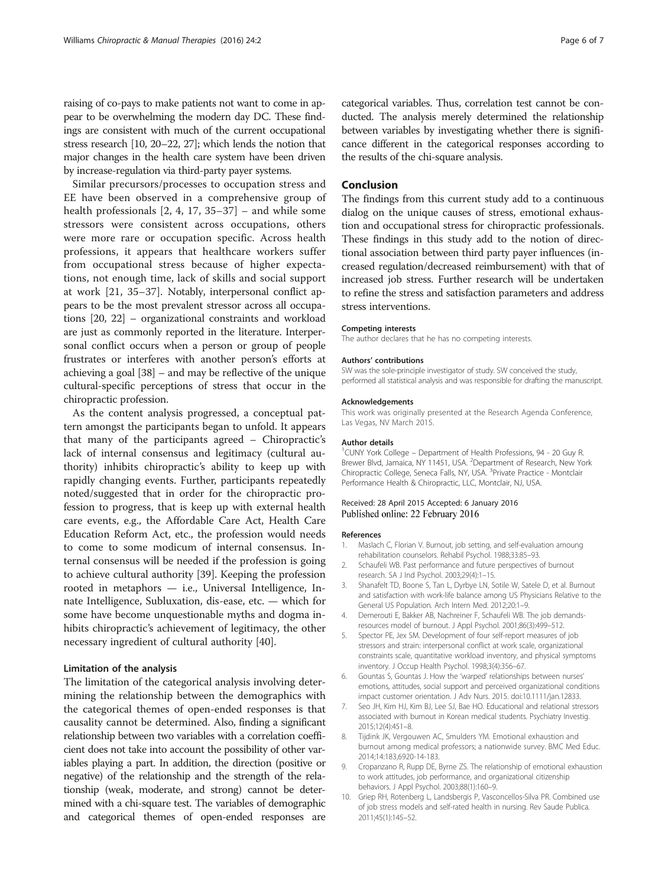raising of co-pays to make patients not want to come in appear to be overwhelming the modern day DC. These findings are consistent with much of the current occupational stress research [10, 20–22, 27]; which lends the notion that major changes in the health care system have been driven by increase-regulation via third-party payer systems.

Similar precursors/processes to occupation stress and EE have been observed in a comprehensive group of health professionals [2, 4, 17, 35–37] – and while some stressors were consistent across occupations, others were more rare or occupation specific. Across health professions, it appears that healthcare workers suffer from occupational stress because of higher expectations, not enough time, lack of skills and social support at work [21, 35–37]. Notably, interpersonal conflict appears to be the most prevalent stressor across all occupations [20, 22] – organizational constraints and workload are just as commonly reported in the literature. Interpersonal conflict occurs when a person or group of people frustrates or interferes with another person's efforts at achieving a goal [38] – and may be reflective of the unique cultural-specific perceptions of stress that occur in the chiropractic profession.

As the content analysis progressed, a conceptual pattern amongst the participants began to unfold. It appears that many of the participants agreed – Chiropractic's lack of internal consensus and legitimacy (cultural authority) inhibits chiropractic's ability to keep up with rapidly changing events. Further, participants repeatedly noted/suggested that in order for the chiropractic profession to progress, that is keep up with external health care events, e.g., the Affordable Care Act, Health Care Education Reform Act, etc., the profession would needs to come to some modicum of internal consensus. Internal consensus will be needed if the profession is going to achieve cultural authority [39]. Keeping the profession rooted in metaphors — i.e., Universal Intelligence, Innate Intelligence, Subluxation, dis-ease, etc. — which for some have become unquestionable myths and dogma inhibits chiropractic's achievement of legitimacy, the other necessary ingredient of cultural authority [40].

### Limitation of the analysis

The limitation of the categorical analysis involving determining the relationship between the demographics with the categorical themes of open-ended responses is that causality cannot be determined. Also, finding a significant relationship between two variables with a correlation coefficient does not take into account the possibility of other variables playing a part. In addition, the direction (positive or negative) of the relationship and the strength of the relationship (weak, moderate, and strong) cannot be determined with a chi-square test. The variables of demographic and categorical themes of open-ended responses are categorical variables. Thus, correlation test cannot be conducted. The analysis merely determined the relationship between variables by investigating whether there is significance different in the categorical responses according to the results of the chi-square analysis.

## Conclusion

The findings from this current study add to a continuous dialog on the unique causes of stress, emotional exhaustion and occupational stress for chiropractic professionals. These findings in this study add to the notion of directional association between third party payer influences (increased regulation/decreased reimbursement) with that of increased job stress. Further research will be undertaken to refine the stress and satisfaction parameters and address stress interventions.

#### Competing interests

The author declares that he has no competing interests.

#### Authors' contributions

SW was the sole-principle investigator of study. SW conceived the study, performed all statistical analysis and was responsible for drafting the manuscript.

#### Acknowledgements

This work was originally presented at the Research Agenda Conference, Las Vegas, NV March 2015.

#### Author details

[1]CUNY York College – Department of Health Professions, 94 - 20 Guy R. Brewer Blvd, Jamaica, NY 11451, USA. [2]Department of Research, New York Chiropractic College, Seneca Falls, NY, USA. [3]Private Practice - Montclair Performance Health & Chiropractic, LLC, Montclair, NJ, USA.

Received: 28 April 2015 Accepted: 6 January 2016
Published online: 22 February 2016

#### References

1. Maslach C, Florian V. Burnout, job setting, and self-evaluation amoung rehabilitation counselors. Rehabil Psychol. 1988;33:85–93.
2. Schaufeli WB. Past performance and future perspectives of burnout research. SA J Ind Psychol. 2003;29(4):1–15.
3. Shanafelt TD, Boone S, Tan L, Dyrbye LN, Sotile W, Satele D, et al. Burnout and satisfaction with work-life balance among US Physicians Relative to the General US Population. Arch Intern Med. 2012;20:1–9.
4. Demerouti E, Bakker AB, Nachreiner F, Schaufeli WB. The job demands-resources model of burnout. J Appl Psychol. 2001;86(3):499–512.
5. Spector PE, Jex SM. Development of four self-report measures of job stressors and strain: interpersonal conflict at work scale, organizational constraints scale, quantitative workload inventory, and physical symptoms inventory. J Occup Health Psychol. 1998;3(4):356–67.
6. Gountas S, Gountas J. How the 'warped' relationships between nurses' emotions, attitudes, social support and perceived organizational conditions impact customer orientation. J Adv Nurs. 2015. doi:10.1111/jan.12833.
7. Seo JH, Kim HJ, Kim BJ, Lee SJ, Bae HO. Educational and relational stressors associated with burnout in Korean medical students. Psychiatry Investig. 2015;12(4):451–8.
8. Tijdink JK, Vergouwen AC, Smulders YM. Emotional exhaustion and burnout among medical professors; a nationwide survey. BMC Med Educ. 2014;14:183,6920-14-183.
9. Cropanzano R, Rupp DE, Byrne ZS. The relationship of emotional exhaustion to work attitudes, job performance, and organizational citizenship behaviors. J Appl Psychol. 2003;88(1):160–9.
10. Griep RH, Rotenberg L, Landsbergis P, Vasconcellos-Silva PR. Combined use of job stress models and self-rated health in nursing. Rev Saude Publica. 2011;45(1):145–52.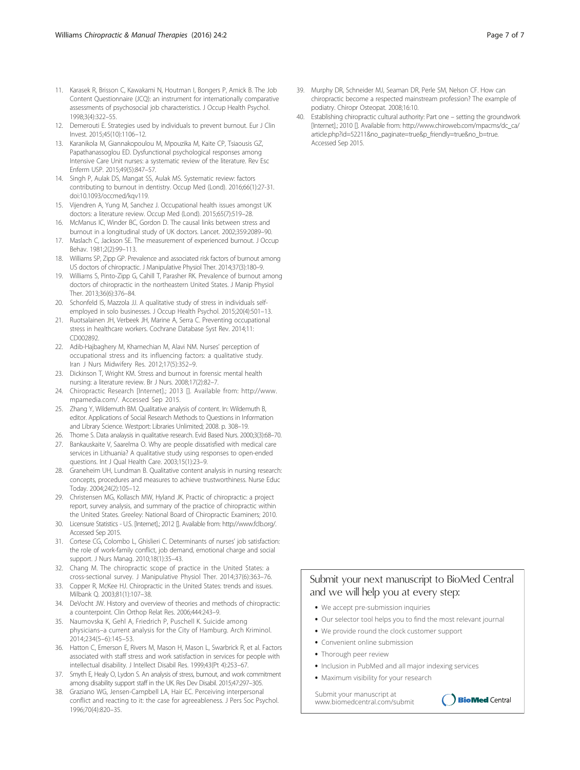11. Karasek R, Brisson C, Kawakami N, Houtman I, Bongers P, Amick B. The Job Content Questionnaire (JCQ): an instrument for internationally comparative assessments of psychosocial job characteristics. J Occup Health Psychol. 1998;3(4):322–55.
12. Demerouti E. Strategies used by individuals to prevent burnout. Eur J Clin Invest. 2015;45(10):1106–12.
13. Karanikola M, Giannakopoulou M, Mpouzika M, Kaite CP, Tsiaousis GZ, Papathanassoglou ED. Dysfunctional psychological responses among Intensive Care Unit nurses: a systematic review of the literature. Rev Esc Enferm USP. 2015;49(5):847–57.
14. Singh P, Aulak DS, Mangat SS, Aulak MS. Systematic review: factors contributing to burnout in dentistry. Occup Med (Lond). 2016;66(1):27-31. doi:10.1093/occmed/kqv119.
15. Vijendren A, Yung M, Sanchez J. Occupational health issues amongst UK doctors: a literature review. Occup Med (Lond). 2015;65(7):519–28.
16. McManus IC, Winder BC, Gordon D. The causal links between stress and burnout in a longitudinal study of UK doctors. Lancet. 2002;359:2089–90.
17. Maslach C, Jackson SE. The measurement of experienced burnout. J Occup Behav. 1981;2(2):99–113.
18. Williams SP, Zipp GP. Prevalence and associated risk factors of burnout among US doctors of chiropractic. J Manipulative Physiol Ther. 2014;37(3):180–9.
19. Williams S, Pinto-Zipp G, Cahill T, Parasher RK. Prevalence of burnout among doctors of chiropractic in the northeastern United States. J Manip Physiol Ther. 2013;36(6):376–84.
20. Schonfeld IS, Mazzola JJ. A qualitative study of stress in individuals self-employed in solo businesses. J Occup Health Psychol. 2015;20(4):501–13.
21. Ruotsalainen JH, Verbeek JH, Marine A, Serra C. Preventing occupational stress in healthcare workers. Cochrane Database Syst Rev. 2014;11: CD002892.
22. Adib-Hajbaghery M, Khamechian M, Alavi NM. Nurses' perception of occupational stress and its influencing factors: a qualitative study. Iran J Nurs Midwifery Res. 2012;17(5):352–9.
23. Dickinson T, Wright KM. Stress and burnout in forensic mental health nursing: a literature review. Br J Nurs. 2008;17(2):82–7.
24. Chiropractic Research [Internet].; 2013 []. Available from: http://www.mpamedia.com/. Accessed Sep 2015.
25. Zhang Y, Wildemuth BM. Qualitative analysis of content. In: Wildemuth B, editor. Applications of Social Research Methods to Questions in Information and Library Science. Westport: Libraries Unlimited; 2008. p. 308–19.
26. Thorne S. Data analaysis in qualitative research. Evid Based Nurs. 2000;3(3):68–70.
27. Bankauskaite V, Saarelma O. Why are people dissatisfied with medical care services in Lithuania? A qualitative study using responses to open-ended questions. Int J Qual Health Care. 2003;15(1):23–9.
28. Graneheim UH, Lundman B. Qualitative content analysis in nursing research: concepts, procedures and measures to achieve trustworthiness. Nurse Educ Today. 2004;24(2):105–12.
29. Christensen MG, Kollasch MW, Hyland JK. Practic of chiropractic: a project report, survey analysis, and summary of the practice of chiropractic within the United States. Greeley: National Board of Chiropractic Examiners; 2010.
30. Licensure Statistics - U.S. [Internet].; 2012 []. Available from: http://www.fclb.org/. Accessed Sep 2015.
31. Cortese CG, Colombo L, Ghislieri C. Determinants of nurses' job satisfaction: the role of work-family conflict, job demand, emotional charge and social support. J Nurs Manag. 2010;18(1):35–43.
32. Chang M. The chiropractic scope of practice in the United States: a cross-sectional survey. J Manipulative Physiol Ther. 2014;37(6):363–76.
33. Copper R, McKee HJ. Chiropractic in the United States: trends and issues. Milbank Q. 2003;81(1):107–38.
34. DeVocht JW. History and overview of theories and methods of chiropractic: a counterpoint. Clin Orthop Relat Res. 2006;444:243–9.
35. Naumovska K, Gehl A, Friedrich P, Puschell K. Suicide among physicians–a current analysis for the City of Hamburg. Arch Kriminol. 2014;234(5–6):145–53.
36. Hatton C, Emerson E, Rivers M, Mason H, Mason L, Swarbrick R, et al. Factors associated with staff stress and work satisfaction in services for people with intellectual disability. J Intellect Disabil Res. 1999;43(Pt 4):253–67.
37. Smyth E, Healy O, Lydon S. An analysis of stress, burnout, and work commitment among disability support staff in the UK. Res Dev Disabil. 2015;47:297–305.
38. Graziano WG, Jensen-Campbell LA, Hair EC. Perceiving interpersonal conflict and reacting to it: the case for agreeableness. J Pers Soc Psychol. 1996;70(4):820–35.
39. Murphy DR, Schneider MJ, Seaman DR, Perle SM, Nelson CF. How can chiropractic become a respected mainstream profession? The example of podiatry. Chiropr Osteopat. 2008;16:10.
40. Establishing chiropractic cultural authority: Part one – setting the groundwork [Internet].; 2010 []. Available from: http://www.chiroweb.com/mpacms/dc_ca/article.php?id=52211&no_paginate=true&p_friendly=true&no_b=true. Accessed Sep 2015.

Submit your next manuscript to BioMed Central and we will help you at every step:

- We accept pre-submission inquiries
- Our selector tool helps you to find the most relevant journal
- We provide round the clock customer support
- Convenient online submission
- Thorough peer review
- Inclusion in PubMed and all major indexing services
- Maximum visibility for your research

Submit your manuscript at www.biomedcentral.com/submit

BioMed Central